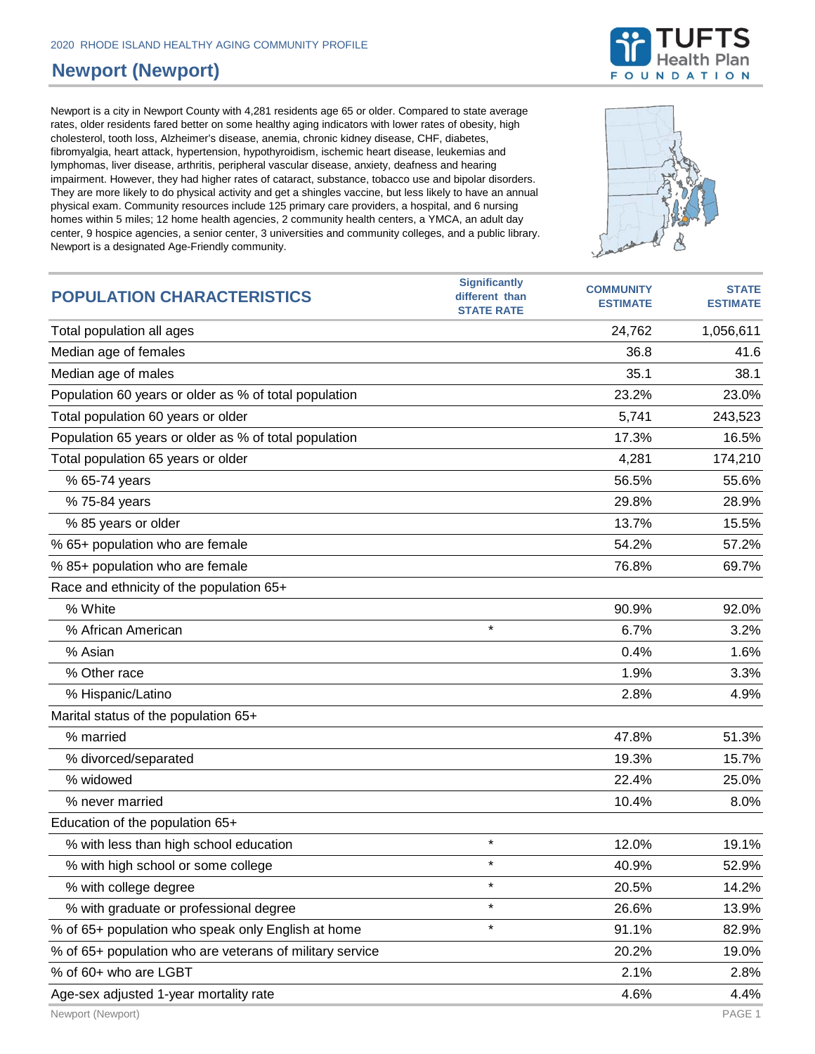2020 RHODE ISLAND HEALTHY AGING COMMUNITY PROFILE

# Newport (Newport)

Newport is a city in Newport County with 4,281 residents age 65 or older. Compared to state average rates, older residents fared better on some healthy aging indicators with lower rates of obesity, high cholesterol, tooth loss, Alzheimer's disease, anemia, chronic kidney disease, CHF, diabetes, fibromyalgia, heart attack, hypertension, hypothyroidism, ischemic heart disease, leukemias and lymphomas, liver disease, arthritis, peripheral vascular disease, anxiety, deafness and hearing impairment. However, they had higher rates of cataract, substance, tobacco use and bipolar disorders. They are more likely to do physical activity and get a shingles vaccine, but less likely to have an annual physical exam. Community resources include 125 primary care providers, a hospital, and 6 nursing homes within 5 miles; 12 home health agencies, 2 community health centers, a YMCA, an adult day center, 9 hospice agencies, a senior center, 3 universities and community colleges, and a public library. Newport is a designated Age-Friendly community.

| POPULATION CHARACTERISTICS | Significantly different than STATE RATE | COMMUNITY ESTIMATE | STATE ESTIMATE |
|---|---|---|---|
| Total population all ages | | 24,762 | 1,056,611 |
| Median age of females | | 36.8 | 41.6 |
| Median age of males | | 35.1 | 38.1 |
| Population 60 years or older as % of total population | | 23.2% | 23.0% |
| Total population 60 years or older | | 5,741 | 243,523 |
| Population 65 years or older as % of total population | | 17.3% | 16.5% |
| Total population 65 years or older | | 4,281 | 174,210 |
| % 65-74 years | | 56.5% | 55.6% |
| % 75-84 years | | 29.8% | 28.9% |
| % 85 years or older | | 13.7% | 15.5% |
| % 65+ population who are female | | 54.2% | 57.2% |
| % 85+ population who are female | | 76.8% | 69.7% |
| Race and ethnicity of the population 65+ | | | |
| % White | | 90.9% | 92.0% |
| % African American | * | 6.7% | 3.2% |
| % Asian | | 0.4% | 1.6% |
| % Other race | | 1.9% | 3.3% |
| % Hispanic/Latino | | 2.8% | 4.9% |
| Marital status of the population 65+ | | | |
| % married | | 47.8% | 51.3% |
| % divorced/separated | | 19.3% | 15.7% |
| % widowed | | 22.4% | 25.0% |
| % never married | | 10.4% | 8.0% |
| Education of the population 65+ | | | |
| % with less than high school education | * | 12.0% | 19.1% |
| % with high school or some college | * | 40.9% | 52.9% |
| % with college degree | * | 20.5% | 14.2% |
| % with graduate or professional degree | * | 26.6% | 13.9% |
| % of 65+ population who speak only English at home | * | 91.1% | 82.9% |
| % of 65+ population who are veterans of military service | | 20.2% | 19.0% |
| % of 60+ who are LGBT | | 2.1% | 2.8% |
| Age-sex adjusted 1-year mortality rate | | 4.6% | 4.4% |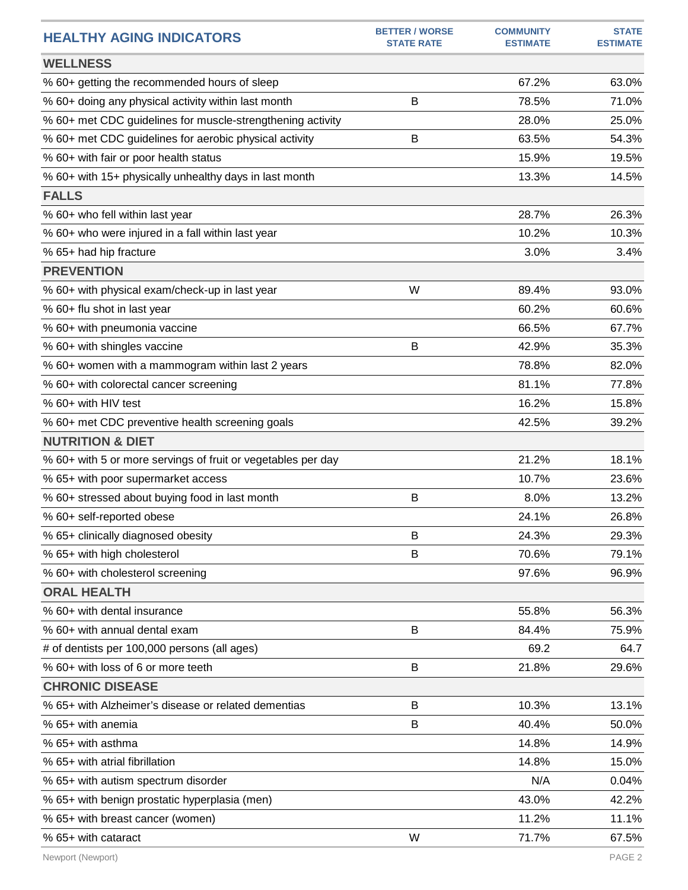| HEALTHY AGING INDICATORS | BETTER / WORSE STATE RATE | COMMUNITY ESTIMATE | STATE ESTIMATE |
|---|---|---|---|
| **WELLNESS** | | | |
| % 60+ getting the recommended hours of sleep | | 67.2% | 63.0% |
| % 60+ doing any physical activity within last month | B | 78.5% | 71.0% |
| % 60+ met CDC guidelines for muscle-strengthening activity | | 28.0% | 25.0% |
| % 60+ met CDC guidelines for aerobic physical activity | B | 63.5% | 54.3% |
| % 60+ with fair or poor health status | | 15.9% | 19.5% |
| % 60+ with 15+ physically unhealthy days in last month | | 13.3% | 14.5% |
| **FALLS** | | | |
| % 60+ who fell within last year | | 28.7% | 26.3% |
| % 60+ who were injured in a fall within last year | | 10.2% | 10.3% |
| % 65+ had hip fracture | | 3.0% | 3.4% |
| **PREVENTION** | | | |
| % 60+ with physical exam/check-up in last year | W | 89.4% | 93.0% |
| % 60+ flu shot in last year | | 60.2% | 60.6% |
| % 60+ with pneumonia vaccine | | 66.5% | 67.7% |
| % 60+ with shingles vaccine | B | 42.9% | 35.3% |
| % 60+ women with a mammogram within last 2 years | | 78.8% | 82.0% |
| % 60+ with colorectal cancer screening | | 81.1% | 77.8% |
| % 60+ with HIV test | | 16.2% | 15.8% |
| % 60+ met CDC preventive health screening goals | | 42.5% | 39.2% |
| **NUTRITION & DIET** | | | |
| % 60+ with 5 or more servings of fruit or vegetables per day | | 21.2% | 18.1% |
| % 65+ with poor supermarket access | | 10.7% | 23.6% |
| % 60+ stressed about buying food in last month | B | 8.0% | 13.2% |
| % 60+ self-reported obese | | 24.1% | 26.8% |
| % 65+ clinically diagnosed obesity | B | 24.3% | 29.3% |
| % 65+ with high cholesterol | B | 70.6% | 79.1% |
| % 60+ with cholesterol screening | | 97.6% | 96.9% |
| **ORAL HEALTH** | | | |
| % 60+ with dental insurance | | 55.8% | 56.3% |
| % 60+ with annual dental exam | B | 84.4% | 75.9% |
| # of dentists per 100,000 persons (all ages) | | 69.2 | 64.7 |
| % 60+ with loss of 6 or more teeth | B | 21.8% | 29.6% |
| **CHRONIC DISEASE** | | | |
| % 65+ with Alzheimer's disease or related dementias | B | 10.3% | 13.1% |
| % 65+ with anemia | B | 40.4% | 50.0% |
| % 65+ with asthma | | 14.8% | 14.9% |
| % 65+ with atrial fibrillation | | 14.8% | 15.0% |
| % 65+ with autism spectrum disorder | | N/A | 0.04% |
| % 65+ with benign prostatic hyperplasia (men) | | 43.0% | 42.2% |
| % 65+ with breast cancer (women) | | 11.2% | 11.1% |
| % 65+ with cataract | W | 71.7% | 67.5% |

Newport (Newport)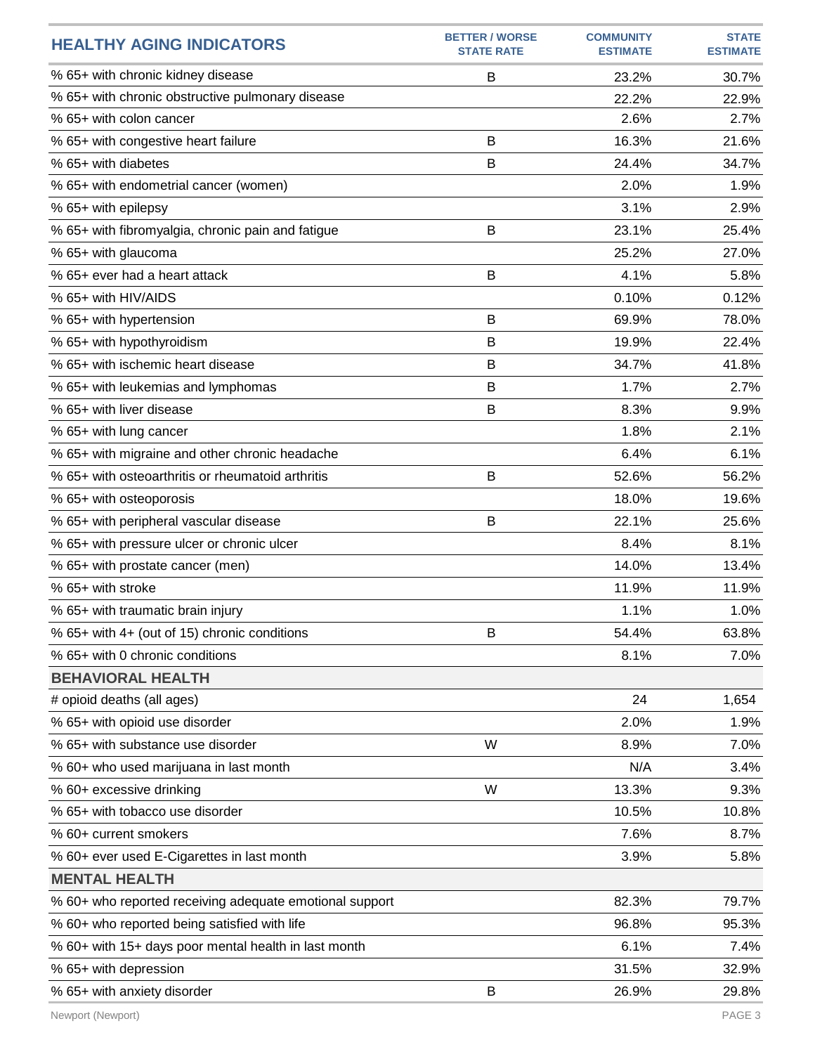| HEALTHY AGING INDICATORS | BETTER / WORSE STATE RATE | COMMUNITY ESTIMATE | STATE ESTIMATE |
|---|---|---|---|
| % 65+ with chronic kidney disease | B | 23.2% | 30.7% |
| % 65+ with chronic obstructive pulmonary disease | | 22.2% | 22.9% |
| % 65+ with colon cancer | | 2.6% | 2.7% |
| % 65+ with congestive heart failure | B | 16.3% | 21.6% |
| % 65+ with diabetes | B | 24.4% | 34.7% |
| % 65+ with endometrial cancer (women) | | 2.0% | 1.9% |
| % 65+ with epilepsy | | 3.1% | 2.9% |
| % 65+ with fibromyalgia, chronic pain and fatigue | B | 23.1% | 25.4% |
| % 65+ with glaucoma | | 25.2% | 27.0% |
| % 65+ ever had a heart attack | B | 4.1% | 5.8% |
| % 65+ with HIV/AIDS | | 0.10% | 0.12% |
| % 65+ with hypertension | B | 69.9% | 78.0% |
| % 65+ with hypothyroidism | B | 19.9% | 22.4% |
| % 65+ with ischemic heart disease | B | 34.7% | 41.8% |
| % 65+ with leukemias and lymphomas | B | 1.7% | 2.7% |
| % 65+ with liver disease | B | 8.3% | 9.9% |
| % 65+ with lung cancer | | 1.8% | 2.1% |
| % 65+ with migraine and other chronic headache | | 6.4% | 6.1% |
| % 65+ with osteoarthritis or rheumatoid arthritis | B | 52.6% | 56.2% |
| % 65+ with osteoporosis | | 18.0% | 19.6% |
| % 65+ with peripheral vascular disease | B | 22.1% | 25.6% |
| % 65+ with pressure ulcer or chronic ulcer | | 8.4% | 8.1% |
| % 65+ with prostate cancer (men) | | 14.0% | 13.4% |
| % 65+ with stroke | | 11.9% | 11.9% |
| % 65+ with traumatic brain injury | | 1.1% | 1.0% |
| % 65+ with 4+ (out of 15) chronic conditions | B | 54.4% | 63.8% |
| % 65+ with 0 chronic conditions | | 8.1% | 7.0% |
| **BEHAVIORAL HEALTH** | | | |
| # opioid deaths (all ages) | | 24 | 1,654 |
| % 65+ with opioid use disorder | | 2.0% | 1.9% |
| % 65+ with substance use disorder | W | 8.9% | 7.0% |
| % 60+ who used marijuana in last month | | N/A | 3.4% |
| % 60+ excessive drinking | W | 13.3% | 9.3% |
| % 65+ with tobacco use disorder | | 10.5% | 10.8% |
| % 60+ current smokers | | 7.6% | 8.7% |
| % 60+ ever used E-Cigarettes in last month | | 3.9% | 5.8% |
| **MENTAL HEALTH** | | | |
| % 60+ who reported receiving adequate emotional support | | 82.3% | 79.7% |
| % 60+ who reported being satisfied with life | | 96.8% | 95.3% |
| % 60+ with 15+ days poor mental health in last month | | 6.1% | 7.4% |
| % 65+ with depression | | 31.5% | 32.9% |
| % 65+ with anxiety disorder | B | 26.9% | 29.8% |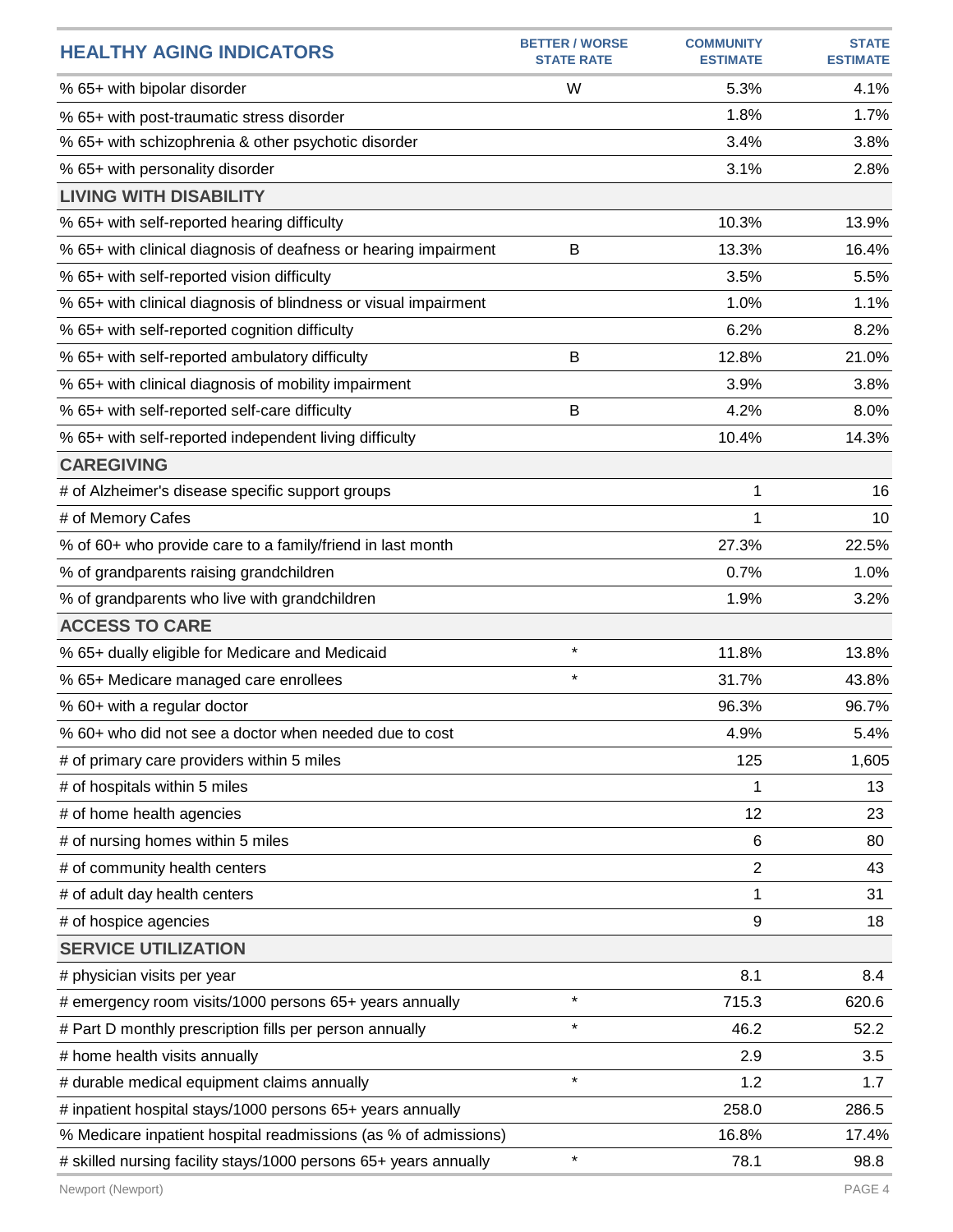| HEALTHY AGING INDICATORS | BETTER / WORSE STATE RATE | COMMUNITY ESTIMATE | STATE ESTIMATE |
|---|---|---|---|
| % 65+ with bipolar disorder | W | 5.3% | 4.1% |
| % 65+ with post-traumatic stress disorder | | 1.8% | 1.7% |
| % 65+ with schizophrenia & other psychotic disorder | | 3.4% | 3.8% |
| % 65+ with personality disorder | | 3.1% | 2.8% |
| **LIVING WITH DISABILITY** | | | |
| % 65+ with self-reported hearing difficulty | | 10.3% | 13.9% |
| % 65+ with clinical diagnosis of deafness or hearing impairment | B | 13.3% | 16.4% |
| % 65+ with self-reported vision difficulty | | 3.5% | 5.5% |
| % 65+ with clinical diagnosis of blindness or visual impairment | | 1.0% | 1.1% |
| % 65+ with self-reported cognition difficulty | | 6.2% | 8.2% |
| % 65+ with self-reported ambulatory difficulty | B | 12.8% | 21.0% |
| % 65+ with clinical diagnosis of mobility impairment | | 3.9% | 3.8% |
| % 65+ with self-reported self-care difficulty | B | 4.2% | 8.0% |
| % 65+ with self-reported independent living difficulty | | 10.4% | 14.3% |
| **CAREGIVING** | | | |
| # of Alzheimer's disease specific support groups | | 1 | 16 |
| # of Memory Cafes | | 1 | 10 |
| % of 60+ who provide care to a family/friend in last month | | 27.3% | 22.5% |
| % of grandparents raising grandchildren | | 0.7% | 1.0% |
| % of grandparents who live with grandchildren | | 1.9% | 3.2% |
| **ACCESS TO CARE** | | | |
| % 65+ dually eligible for Medicare and Medicaid | * | 11.8% | 13.8% |
| % 65+ Medicare managed care enrollees | * | 31.7% | 43.8% |
| % 60+ with a regular doctor | | 96.3% | 96.7% |
| % 60+ who did not see a doctor when needed due to cost | | 4.9% | 5.4% |
| # of primary care providers within 5 miles | | 125 | 1,605 |
| # of hospitals within 5 miles | | 1 | 13 |
| # of home health agencies | | 12 | 23 |
| # of nursing homes within 5 miles | | 6 | 80 |
| # of community health centers | | 2 | 43 |
| # of adult day health centers | | 1 | 31 |
| # of hospice agencies | | 9 | 18 |
| **SERVICE UTILIZATION** | | | |
| # physician visits per year | | 8.1 | 8.4 |
| # emergency room visits/1000 persons 65+ years annually | * | 715.3 | 620.6 |
| # Part D monthly prescription fills per person annually | * | 46.2 | 52.2 |
| # home health visits annually | | 2.9 | 3.5 |
| # durable medical equipment claims annually | * | 1.2 | 1.7 |
| # inpatient hospital stays/1000 persons 65+ years annually | | 258.0 | 286.5 |
| % Medicare inpatient hospital readmissions (as % of admissions) | | 16.8% | 17.4% |
| # skilled nursing facility stays/1000 persons 65+ years annually | * | 78.1 | 98.8 |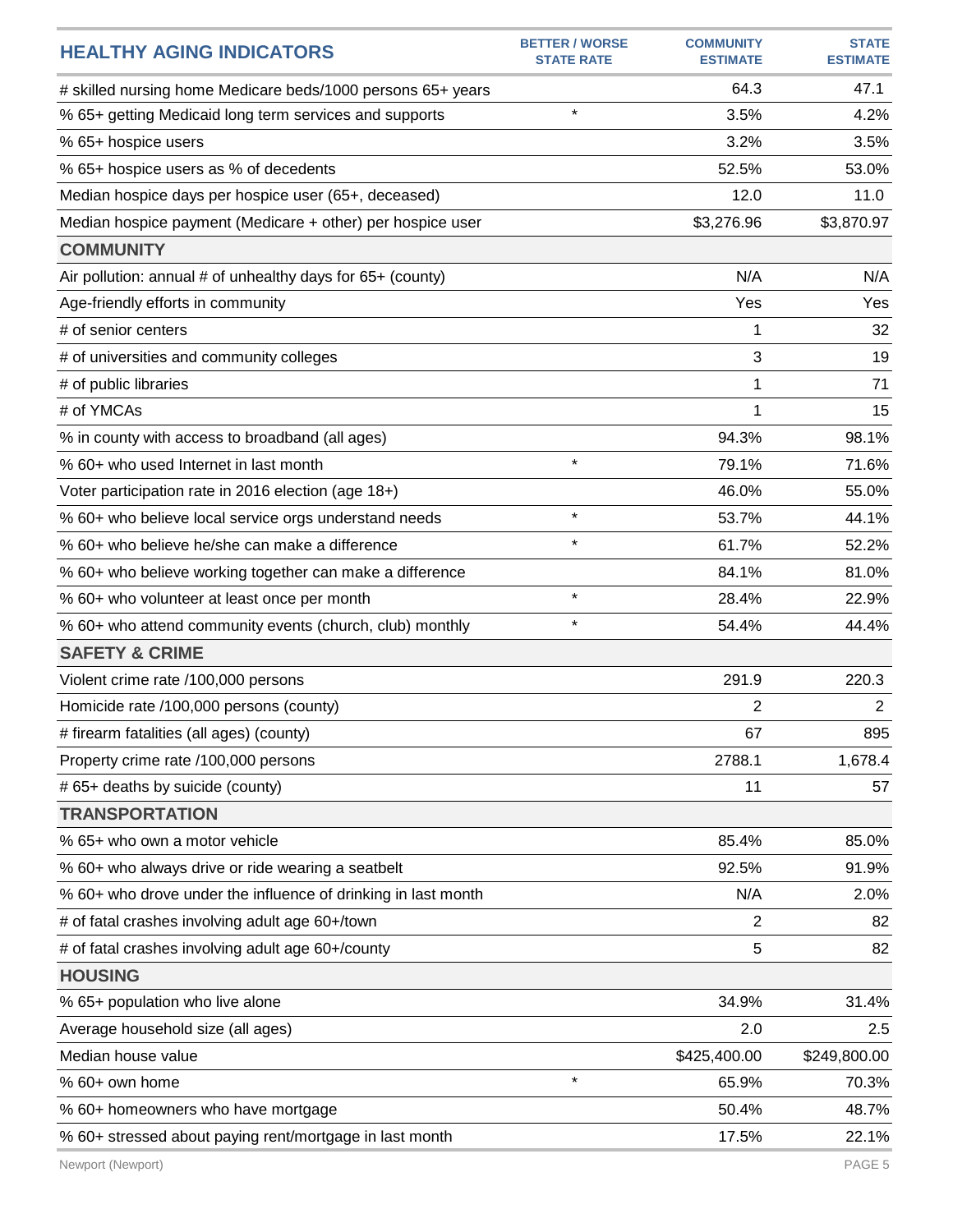| HEALTHY AGING INDICATORS | BETTER / WORSE STATE RATE | COMMUNITY ESTIMATE | STATE ESTIMATE |
|---|---|---|---|
| # skilled nursing home Medicare beds/1000 persons 65+ years | | 64.3 | 47.1 |
| % 65+ getting Medicaid long term services and supports | * | 3.5% | 4.2% |
| % 65+ hospice users | | 3.2% | 3.5% |
| % 65+ hospice users as % of decedents | | 52.5% | 53.0% |
| Median hospice days per hospice user (65+, deceased) | | 12.0 | 11.0 |
| Median hospice payment (Medicare + other) per hospice user | | $3,276.96 | $3,870.97 |
| **COMMUNITY** | | | |
| Air pollution: annual # of unhealthy days for 65+ (county) | | N/A | N/A |
| Age-friendly efforts in community | | Yes | Yes |
| # of senior centers | | 1 | 32 |
| # of universities and community colleges | | 3 | 19 |
| # of public libraries | | 1 | 71 |
| # of YMCAs | | 1 | 15 |
| % in county with access to broadband (all ages) | | 94.3% | 98.1% |
| % 60+ who used Internet in last month | * | 79.1% | 71.6% |
| Voter participation rate in 2016 election (age 18+) | | 46.0% | 55.0% |
| % 60+ who believe local service orgs understand needs | * | 53.7% | 44.1% |
| % 60+ who believe he/she can make a difference | * | 61.7% | 52.2% |
| % 60+ who believe working together can make a difference | | 84.1% | 81.0% |
| % 60+ who volunteer at least once per month | * | 28.4% | 22.9% |
| % 60+ who attend community events (church, club) monthly | * | 54.4% | 44.4% |
| **SAFETY & CRIME** | | | |
| Violent crime rate /100,000 persons | | 291.9 | 220.3 |
| Homicide rate /100,000 persons (county) | | 2 | 2 |
| # firearm fatalities (all ages) (county) | | 67 | 895 |
| Property crime rate /100,000 persons | | 2788.1 | 1,678.4 |
| # 65+ deaths by suicide (county) | | 11 | 57 |
| **TRANSPORTATION** | | | |
| % 65+ who own a motor vehicle | | 85.4% | 85.0% |
| % 60+ who always drive or ride wearing a seatbelt | | 92.5% | 91.9% |
| % 60+ who drove under the influence of drinking in last month | | N/A | 2.0% |
| # of fatal crashes involving adult age 60+/town | | 2 | 82 |
| # of fatal crashes involving adult age 60+/county | | 5 | 82 |
| **HOUSING** | | | |
| % 65+ population who live alone | | 34.9% | 31.4% |
| Average household size (all ages) | | 2.0 | 2.5 |
| Median house value | | $425,400.00 | $249,800.00 |
| % 60+ own home | * | 65.9% | 70.3% |
| % 60+ homeowners who have mortgage | | 50.4% | 48.7% |
| % 60+ stressed about paying rent/mortgage in last month | | 17.5% | 22.1% |

Newport (Newport)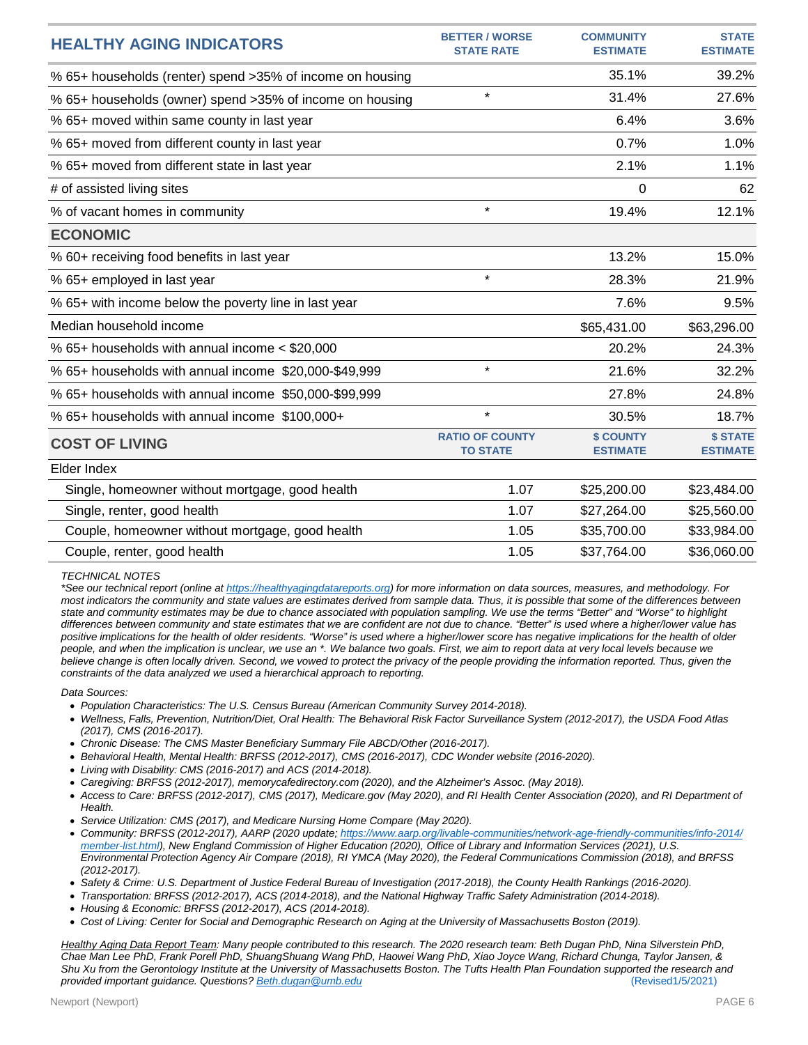| HEALTHY AGING INDICATORS | BETTER / WORSE STATE RATE | COMMUNITY ESTIMATE | STATE ESTIMATE |
|---|---|---|---|
| % 65+ households (renter) spend >35% of income on housing | | 35.1% | 39.2% |
| % 65+ households (owner) spend >35% of income on housing | * | 31.4% | 27.6% |
| % 65+ moved within same county in last year | | 6.4% | 3.6% |
| % 65+ moved from different county in last year | | 0.7% | 1.0% |
| % 65+ moved from different state in last year | | 2.1% | 1.1% |
| # of assisted living sites | | 0 | 62 |
| % of vacant homes in community | * | 19.4% | 12.1% |
| **ECONOMIC** | | | |
| % 60+ receiving food benefits in last year | | 13.2% | 15.0% |
| % 65+ employed in last year | * | 28.3% | 21.9% |
| % 65+ with income below the poverty line in last year | | 7.6% | 9.5% |
| Median household income | | $65,431.00 | $63,296.00 |
| % 65+ households with annual income < $20,000 | | 20.2% | 24.3% |
| % 65+ households with annual income $20,000-$49,999 | * | 21.6% | 32.2% |
| % 65+ households with annual income $50,000-$99,999 | | 27.8% | 24.8% |
| % 65+ households with annual income $100,000+ | * | 30.5% | 18.7% |

| COST OF LIVING | RATIO OF COUNTY TO STATE | $ COUNTY ESTIMATE | $ STATE ESTIMATE |
|---|---|---|---|
| Elder Index | | | |
| Single, homeowner without mortgage, good health | 1.07 | $25,200.00 | $23,484.00 |
| Single, renter, good health | 1.07 | $27,264.00 | $25,560.00 |
| Couple, homeowner without mortgage, good health | 1.05 | $35,700.00 | $33,984.00 |
| Couple, renter, good health | 1.05 | $37,764.00 | $36,060.00 |

*TECHNICAL NOTES*

**See our technical report (online at https://healthyagingdatareports.org) for more information on data sources, measures, and methodology. For most indicators the community and state values are estimates derived from sample data. Thus, it is possible that some of the differences between state and community estimates may be due to chance associated with population sampling. We use the terms "Better" and "Worse" to highlight differences between community and state estimates that we are confident are not due to chance. "Better" is used where a higher/lower value has positive implications for the health of older residents. "Worse" is used where a higher/lower score has negative implications for the health of older people, and when the implication is unclear, we use an *. We balance two goals. First, we aim to report data at very local levels because we believe change is often locally driven. Second, we vowed to protect the privacy of the people providing the information reported. Thus, given the constraints of the data analyzed we used a hierarchical approach to reporting.*

*Data Sources:*

- *Population Characteristics: The U.S. Census Bureau (American Community Survey 2014-2018).*
- *Wellness, Falls, Prevention, Nutrition/Diet, Oral Health: The Behavioral Risk Factor Surveillance System (2012-2017), the USDA Food Atlas (2017), CMS (2016-2017).*
- *Chronic Disease: The CMS Master Beneficiary Summary File ABCD/Other (2016-2017).*
- *Behavioral Health, Mental Health: BRFSS (2012-2017), CMS (2016-2017), CDC Wonder website (2016-2020).*
- *Living with Disability: CMS (2016-2017) and ACS (2014-2018).*
- *Caregiving: BRFSS (2012-2017), memorycafedirectory.com (2020), and the Alzheimer's Assoc. (May 2018).*
- *Access to Care: BRFSS (2012-2017), CMS (2017), Medicare.gov (May 2020), and RI Health Center Association (2020), and RI Department of Health.*
- *Service Utilization: CMS (2017), and Medicare Nursing Home Compare (May 2020).*
- *Community: BRFSS (2012-2017), AARP (2020 update; https://www.aarp.org/livable-communities/network-age-friendly-communities/info-2014/member-list.html), New England Commission of Higher Education (2020), Office of Library and Information Services (2021), U.S. Environmental Protection Agency Air Compare (2018), RI YMCA (May 2020), the Federal Communications Commission (2018), and BRFSS (2012-2017).*
- *Safety & Crime: U.S. Department of Justice Federal Bureau of Investigation (2017-2018), the County Health Rankings (2016-2020).*
- *Transportation: BRFSS (2012-2017), ACS (2014-2018), and the National Highway Traffic Safety Administration (2014-2018).*
- *Housing & Economic: BRFSS (2012-2017), ACS (2014-2018).*
- *Cost of Living: Center for Social and Demographic Research on Aging at the University of Massachusetts Boston (2019).*

*Healthy Aging Data Report Team: Many people contributed to this research. The 2020 research team: Beth Dugan PhD, Nina Silverstein PhD, Chae Man Lee PhD, Frank Porell PhD, ShuangShuang Wang PhD, Haowei Wang PhD, Xiao Joyce Wang, Richard Chunga, Taylor Jansen, & Shu Xu from the Gerontology Institute at the University of Massachusetts Boston. The Tufts Health Plan Foundation supported the research and provided important guidance. Questions? Beth.dugan@umb.edu* (Revised1/5/2021)